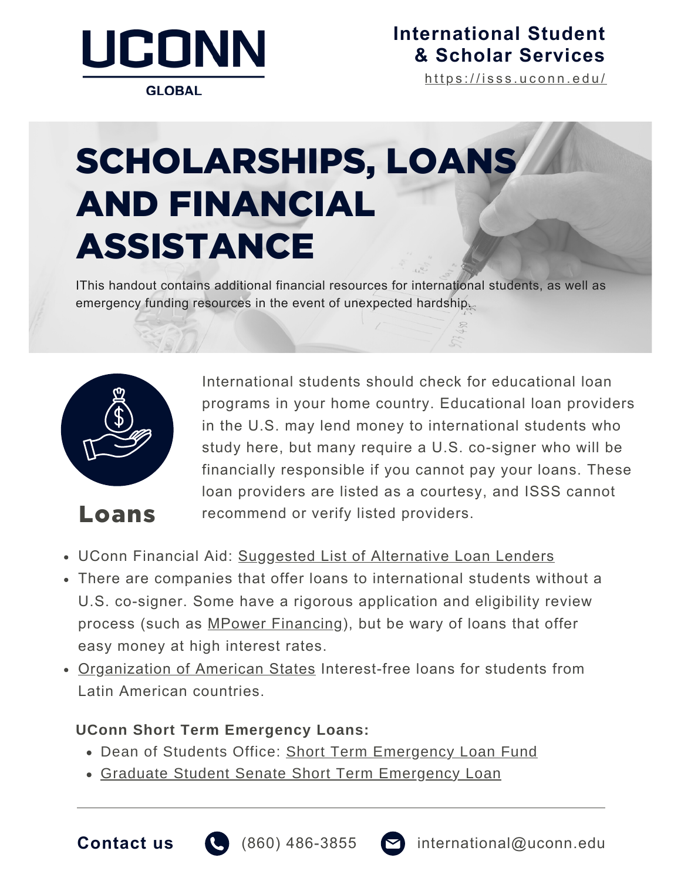UCONN

GLOBAL

**International Student & Scholar Services**

https://isss.uconn.edu/

# SCHOLARSHIPS, LOANS AND FINANCIAL ASSISTANCE

IThis handout contains additional financial resources for international students, as well as emergency funding resources in the event of unexpected hardship.

## Loans

International students should check for educational loan programs in your home country. Educational loan providers in the U.S. may lend money to international students who study here, but many require a U.S. co-signer who will be financially responsible if you cannot pay your loans. These loan providers are listed as a courtesy, and ISSS cannot recommend or verify listed providers.

- UConn Financial Aid: Suggested List of Alternative Loan Lenders
- There are companies that offer loans to international students without a U.S. co-signer. Some have a rigorous application and eligibility review process (such as MPower Financing), but be wary of loans that offer easy money at high interest rates.
- Organization of American States Interest-free loans for students from Latin American countries.

**UConn Short Term Emergency Loans:**

- Dean of Students Office: Short Term Emergency Loan Fund
- Graduate Student Senate Short Term Emergency Loan

**Contact us** (860) 486-3855 international@uconn.edu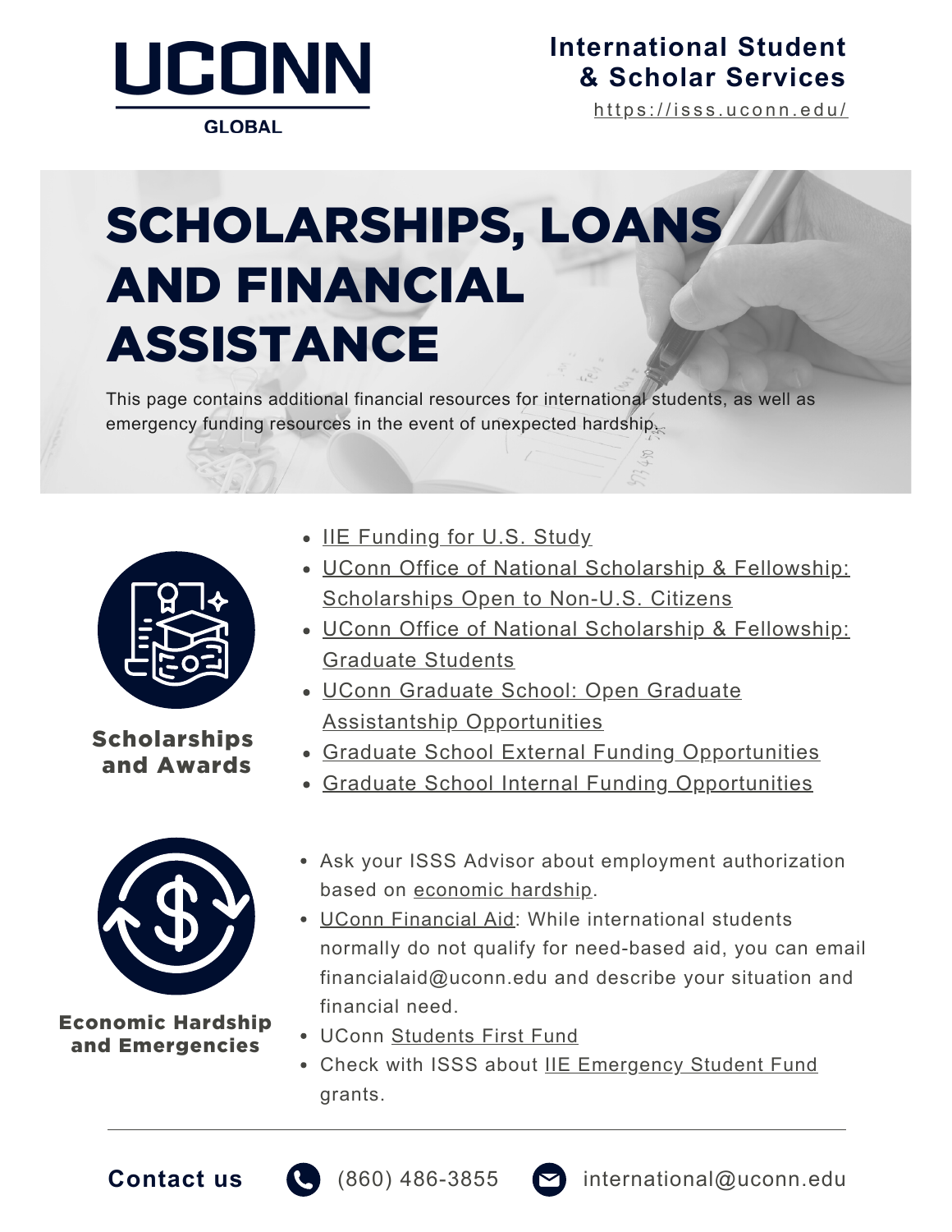# UCONN GLOBAL

**International Student & Scholar Services**

https://isss.uconn.edu/

# SCHOLARSHIPS, LOANS AND FINANCIAL ASSISTANCE

This page contains additional financial resources for international students, as well as emergency funding resources in the event of unexpected hardship.

## Scholarships and Awards

- IIE Funding for U.S. Study
- UConn Office of National Scholarship & Fellowship: Scholarships Open to Non-U.S. Citizens
- UConn Office of National Scholarship & Fellowship: Graduate Students
- UConn Graduate School: Open Graduate Assistantship Opportunities
- Graduate School External Funding Opportunities
- Graduate School Internal Funding Opportunities

## Economic Hardship and Emergencies

- Ask your ISSS Advisor about employment authorization based on economic hardship.
- UConn Financial Aid: While international students normally do not qualify for need-based aid, you can email financialaid@uconn.edu and describe your situation and financial need.
- UConn Students First Fund
- Check with ISSS about IIE Emergency Student Fund grants.

---

**Contact us** (860) 486-3855 international@uconn.edu